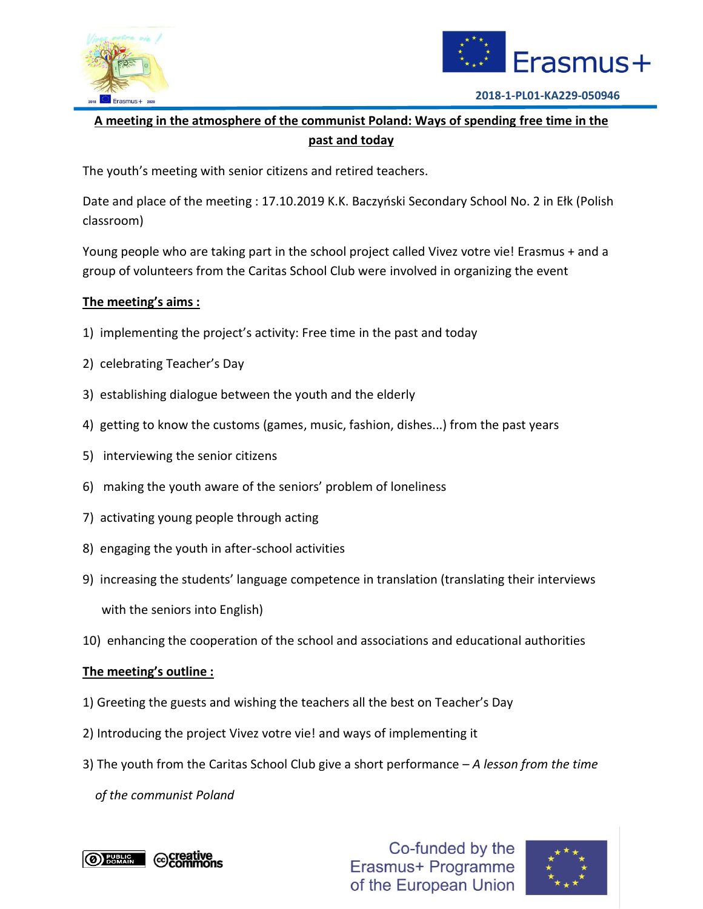# A meeting in the atmosphere of the communist Poland: Ways of spending free time in the past and today

The youth's meeting with senior citizens and retired teachers.

Date and place of the meeting : 17.10.2019 K.K. Baczyński Secondary School No. 2 in Ełk (Polish classroom)

Young people who are taking part in the school project called Vivez votre vie! Erasmus + and a group of volunteers from the Caritas School Club were involved in organizing the event

## The meeting's aims :

1) implementing the project's activity: Free time in the past and today
2) celebrating Teacher's Day
3) establishing dialogue between the youth and the elderly
4) getting to know the customs (games, music, fashion, dishes...) from the past years
5) interviewing the senior citizens
6) making the youth aware of the seniors' problem of loneliness
7) activating young people through acting
8) engaging the youth in after-school activities
9) increasing the students' language competence in translation (translating their interviews with the seniors into English)
10) enhancing the cooperation of the school and associations and educational authorities

## The meeting's outline :

1) Greeting the guests and wishing the teachers all the best on Teacher's Day
2) Introducing the project Vivez votre vie! and ways of implementing it
3) The youth from the Caritas School Club give a short performance – *A lesson from the time of the communist Poland*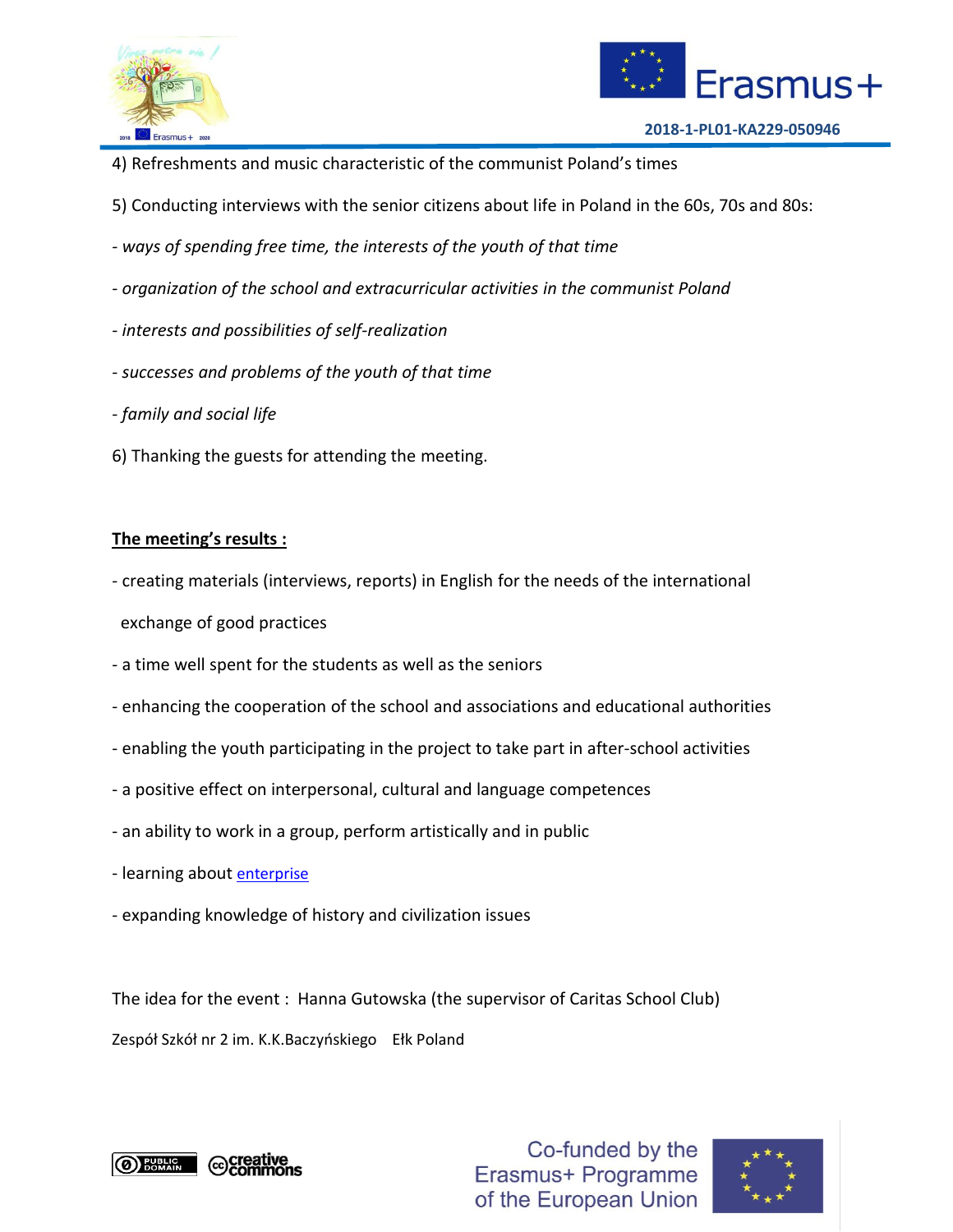4) Refreshments and music characteristic of the communist Poland's times

5) Conducting interviews with the senior citizens about life in Poland in the 60s, 70s and 80s:

- *ways of spending free time, the interests of the youth of that time*
- *organization of the school and extracurricular activities in the communist Poland*
- *interests and possibilities of self-realization*
- *successes and problems of the youth of that time*
- *family and social life*

6) Thanking the guests for attending the meeting.

**The meeting's results :**

- creating materials (interviews, reports) in English for the needs of the international exchange of good practices
- a time well spent for the students as well as the seniors
- enhancing the cooperation of the school and associations and educational authorities
- enabling the youth participating in the project to take part in after-school activities
- a positive effect on interpersonal, cultural and language competences
- an ability to work in a group, perform artistically and in public
- learning about enterprise
- expanding knowledge of history and civilization issues

The idea for the event : Hanna Gutowska (the supervisor of Caritas School Club)

Zespół Szkół nr 2 im. K.K.Baczyńskiego Ełk Poland